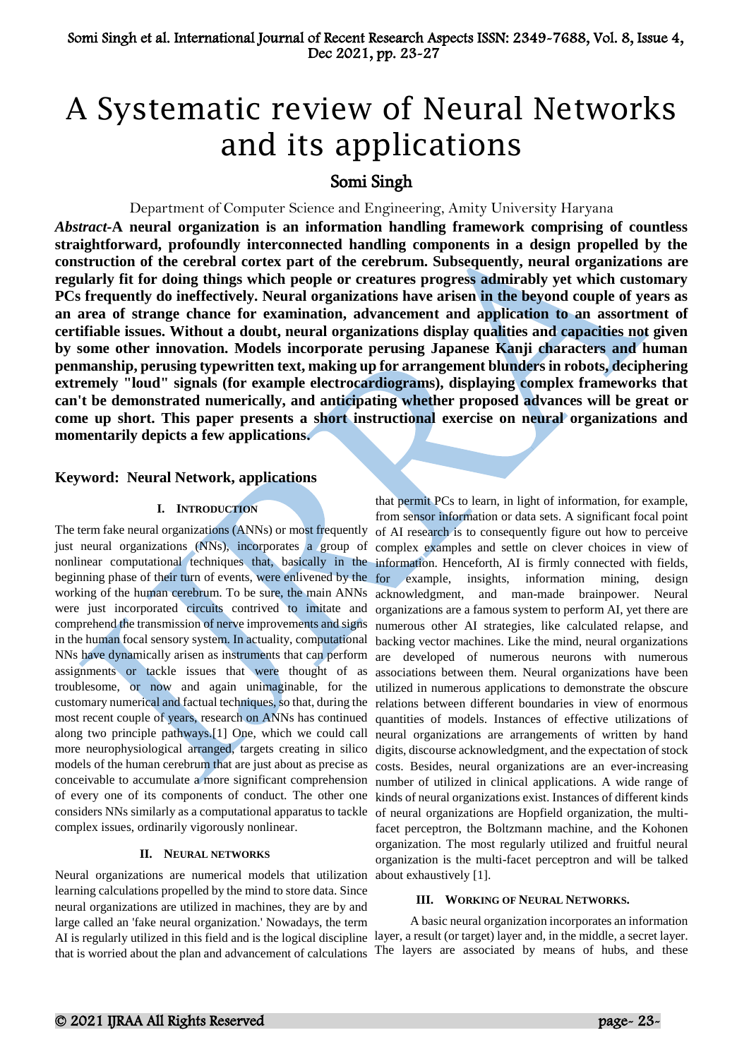# A Systematic review of Neural Networks and its applications

## Somi Singh

Department of Computer Science and Engineering, Amity University Haryana

***Abstract*-A neural organization is an information handling framework comprising of countless straightforward, profoundly interconnected handling components in a design propelled by the construction of the cerebral cortex part of the cerebrum. Subsequently, neural organizations are regularly fit for doing things which people or creatures progress admirably yet which customary PCs frequently do ineffectively. Neural organizations have arisen in the beyond couple of years as an area of strange chance for examination, advancement and application to an assortment of certifiable issues. Without a doubt, neural organizations display qualities and capacities not given by some other innovation. Models incorporate perusing Japanese Kanji characters and human penmanship, perusing typewritten text, making up for arrangement blunders in robots, deciphering extremely "loud" signals (for example electrocardiograms), displaying complex frameworks that can't be demonstrated numerically, and anticipating whether proposed advances will be great or come up short. This paper presents a short instructional exercise on neural organizations and momentarily depicts a few applications.**

**Keyword: Neural Network, applications**

## I. Introduction

The term fake neural organizations (ANNs) or most frequently just neural organizations (NNs), incorporates a group of nonlinear computational techniques that, basically in the beginning phase of their turn of events, were enlivened by the working of the human cerebrum. To be sure, the main ANNs were just incorporated circuits contrived to imitate and comprehend the transmission of nerve improvements and signs in the human focal sensory system. In actuality, computational NNs have dynamically arisen as instruments that can perform assignments or tackle issues that were thought of as troublesome, or now and again unimaginable, for the customary numerical and factual techniques, so that, during the most recent couple of years, research on ANNs has continued along two principle pathways.[1] One, which we could call more neurophysiological arranged, targets creating in silico models of the human cerebrum that are just about as precise as conceivable to accumulate a more significant comprehension of every one of its components of conduct. The other one considers NNs similarly as a computational apparatus to tackle complex issues, ordinarily vigorously nonlinear.

## II. Neural networks

Neural organizations are numerical models that utilization learning calculations propelled by the mind to store data. Since neural organizations are utilized in machines, they are by and large called an 'fake neural organization.' Nowadays, the term AI is regularly utilized in this field and is the logical discipline that is worried about the plan and advancement of calculations that permit PCs to learn, in light of information, for example, from sensor information or data sets. A significant focal point of AI research is to consequently figure out how to perceive complex examples and settle on clever choices in view of information. Henceforth, AI is firmly connected with fields, for example, insights, information mining, design acknowledgment, and man-made brainpower. Neural organizations are a famous system to perform AI, yet there are numerous other AI strategies, like calculated relapse, and backing vector machines. Like the mind, neural organizations are developed of numerous neurons with numerous associations between them. Neural organizations have been utilized in numerous applications to demonstrate the obscure relations between different boundaries in view of enormous quantities of models. Instances of effective utilizations of neural organizations are arrangements of written by hand digits, discourse acknowledgment, and the expectation of stock costs. Besides, neural organizations are an ever-increasing number of utilized in clinical applications. A wide range of kinds of neural organizations exist. Instances of different kinds of neural organizations are Hopfield organization, the multi-facet perceptron, the Boltzmann machine, and the Kohonen organization. The most regularly utilized and fruitful neural organization is the multi-facet perceptron and will be talked about exhaustively [1].

## III. Working of Neural Networks.

A basic neural organization incorporates an information layer, a result (or target) layer and, in the middle, a secret layer. The layers are associated by means of hubs, and these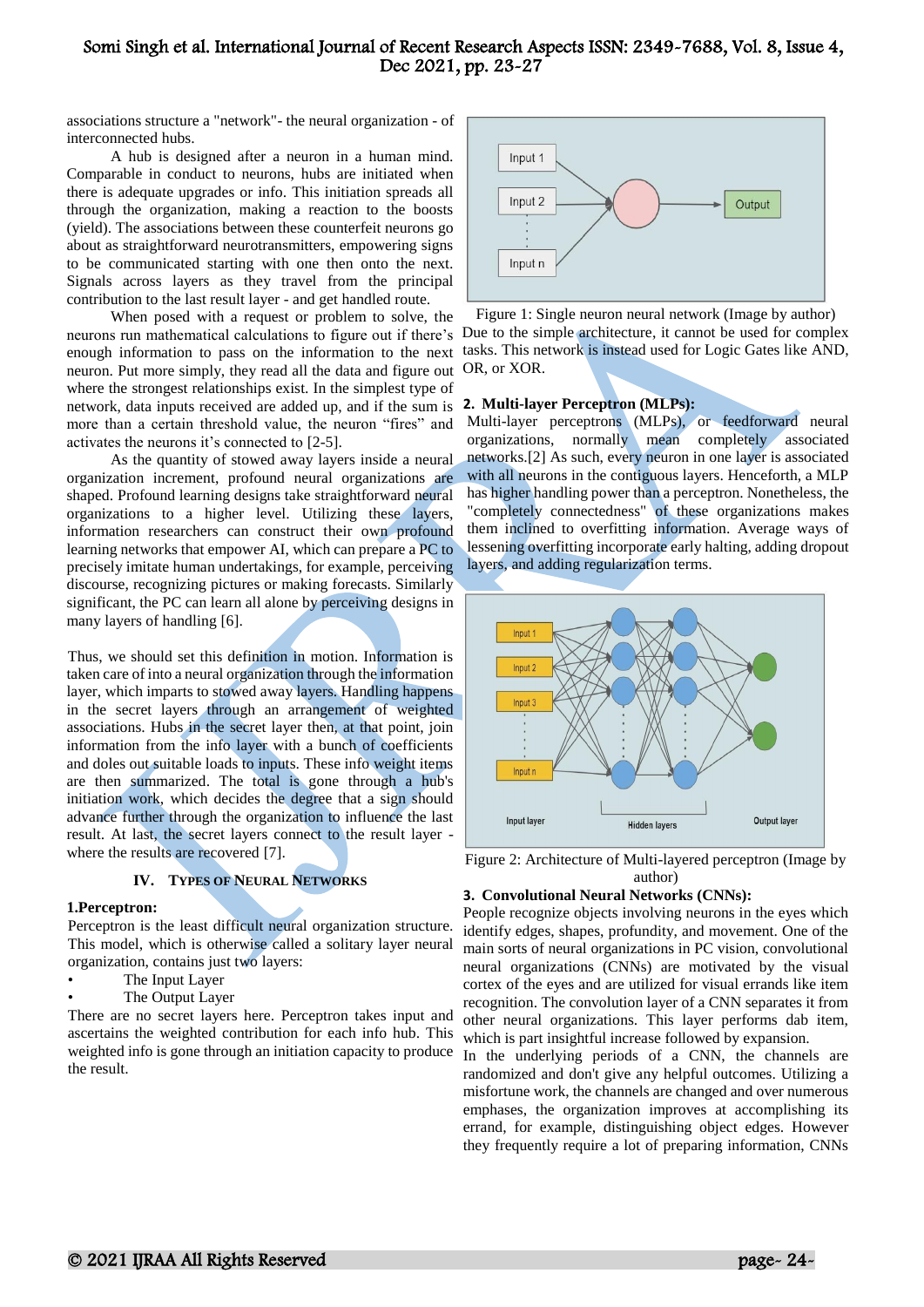associations structure a "network"- the neural organization - of interconnected hubs.

A hub is designed after a neuron in a human mind. Comparable in conduct to neurons, hubs are initiated when there is adequate upgrades or info. This initiation spreads all through the organization, making a reaction to the boosts (yield). The associations between these counterfeit neurons go about as straightforward neurotransmitters, empowering signs to be communicated starting with one then onto the next. Signals across layers as they travel from the principal contribution to the last result layer - and get handled route.

When posed with a request or problem to solve, the neurons run mathematical calculations to figure out if there's enough information to pass on the information to the next neuron. Put more simply, they read all the data and figure out where the strongest relationships exist. In the simplest type of network, data inputs received are added up, and if the sum is more than a certain threshold value, the neuron "fires" and activates the neurons it's connected to [2-5].

As the quantity of stowed away layers inside a neural organization increment, profound neural organizations are shaped. Profound learning designs take straightforward neural organizations to a higher level. Utilizing these layers, information researchers can construct their own profound learning networks that empower AI, which can prepare a PC to precisely imitate human undertakings, for example, perceiving discourse, recognizing pictures or making forecasts. Similarly significant, the PC can learn all alone by perceiving designs in many layers of handling [6].

Thus, we should set this definition in motion. Information is taken care of into a neural organization through the information layer, which imparts to stowed away layers. Handling happens in the secret layers through an arrangement of weighted associations. Hubs in the secret layer then, at that point, join information from the info layer with a bunch of coefficients and doles out suitable loads to inputs. These info weight items are then summarized. The total is gone through a hub's initiation work, which decides the degree that a sign should advance further through the organization to influence the last result. At last, the secret layers connect to the result layer - where the results are recovered [7].

## IV. Types of Neural Networks

### 1. Perceptron:

Perceptron is the least difficult neural organization structure. This model, which is otherwise called a solitary layer neural organization, contains just two layers:

- The Input Layer
- The Output Layer

There are no secret layers here. Perceptron takes input and ascertains the weighted contribution for each info hub. This weighted info is gone through an initiation capacity to produce the result.

Figure 1: Single neuron neural network (Image by author)

Due to the simple architecture, it cannot be used for complex tasks. This network is instead used for Logic Gates like AND, OR, or XOR.

### 2. Multi-layer Perceptron (MLPs):

Multi-layer perceptrons (MLPs), or feedforward neural organizations, normally mean completely associated networks.[2] As such, every neuron in one layer is associated with all neurons in the contiguous layers. Henceforth, a MLP has higher handling power than a perceptron. Nonetheless, the "completely connectedness" of these organizations makes them inclined to overfitting information. Average ways of lessening overfitting incorporate early halting, adding dropout layers, and adding regularization terms.

Figure 2: Architecture of Multi-layered perceptron (Image by author)

### 3. Convolutional Neural Networks (CNNs):

People recognize objects involving neurons in the eyes which identify edges, shapes, profundity, and movement. One of the main sorts of neural organizations in PC vision, convolutional neural organizations (CNNs) are motivated by the visual cortex of the eyes and are utilized for visual errands like item recognition. The convolution layer of a CNN separates it from other neural organizations. This layer performs dab item, which is part insightful increase followed by expansion.

In the underlying periods of a CNN, the channels are randomized and don't give any helpful outcomes. Utilizing a misfortune work, the channels are changed and over numerous emphases, the organization improves at accomplishing its errand, for example, distinguishing object edges. However they frequently require a lot of preparing information, CNNs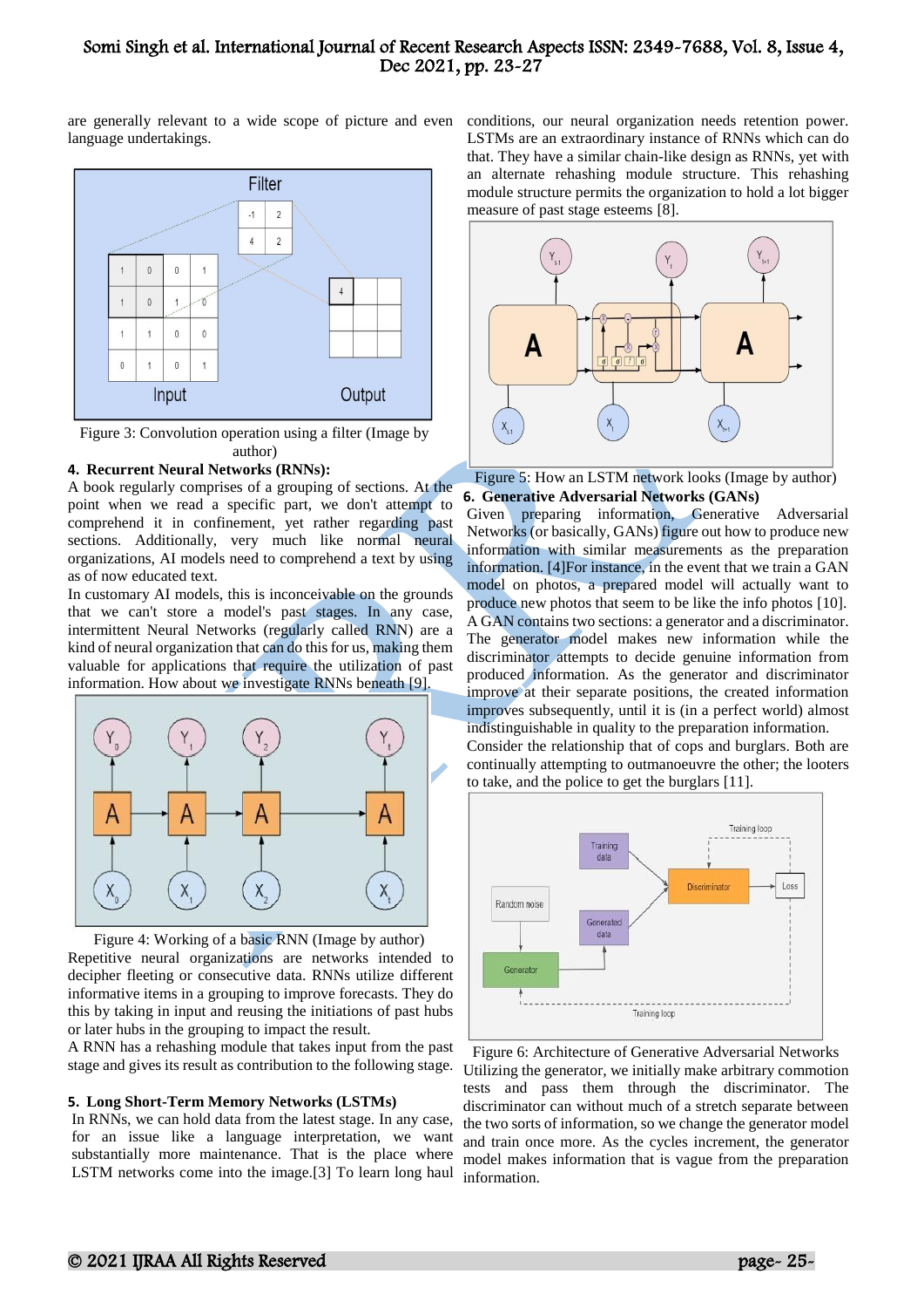are generally relevant to a wide scope of picture and even language undertakings.

Figure 3: Convolution operation using a filter (Image by author)

**4. Recurrent Neural Networks (RNNs):**

A book regularly comprises of a grouping of sections. At the point when we read a specific part, we don't attempt to comprehend it in confinement, yet rather regarding past sections. Additionally, very much like normal neural organizations, AI models need to comprehend a text by using as of now educated text.

In customary AI models, this is inconceivable on the grounds that we can't store a model's past stages. In any case, intermittent Neural Networks (regularly called RNN) are a kind of neural organization that can do this for us, making them valuable for applications that require the utilization of past information. How about we investigate RNNs beneath [9].

Figure 4: Working of a basic RNN (Image by author)

Repetitive neural organizations are networks intended to decipher fleeting or consecutive data. RNNs utilize different informative items in a grouping to improve forecasts. They do this by taking in input and reusing the initiations of past hubs or later hubs in the grouping to impact the result.

A RNN has a rehashing module that takes input from the past stage and gives its result as contribution to the following stage.

**5. Long Short-Term Memory Networks (LSTMs)**

In RNNs, we can hold data from the latest stage. In any case, for an issue like a language interpretation, we want substantially more maintenance. That is the place where LSTM networks come into the image.[3] To learn long haul conditions, our neural organization needs retention power. LSTMs are an extraordinary instance of RNNs which can do that. They have a similar chain-like design as RNNs, yet with an alternate rehashing module structure. This rehashing module structure permits the organization to hold a lot bigger measure of past stage esteems [8].

Figure 5: How an LSTM network looks (Image by author)

**6. Generative Adversarial Networks (GANs)**

Given preparing information, Generative Adversarial Networks (or basically, GANs) figure out how to produce new information with similar measurements as the preparation information. [4]For instance, in the event that we train a GAN model on photos, a prepared model will actually want to produce new photos that seem to be like the info photos [10].

A GAN contains two sections: a generator and a discriminator. The generator model makes new information while the discriminator attempts to decide genuine information from produced information. As the generator and discriminator improve at their separate positions, the created information improves subsequently, until it is (in a perfect world) almost indistinguishable in quality to the preparation information.

Consider the relationship that of cops and burglars. Both are continually attempting to outmanoeuvre the other; the looters to take, and the police to get the burglars [11].

Figure 6: Architecture of Generative Adversarial Networks

Utilizing the generator, we initially make arbitrary commotion tests and pass them through the discriminator. The discriminator can without much of a stretch separate between the two sorts of information, so we change the generator model and train once more. As the cycles increment, the generator model makes information that is vague from the preparation information.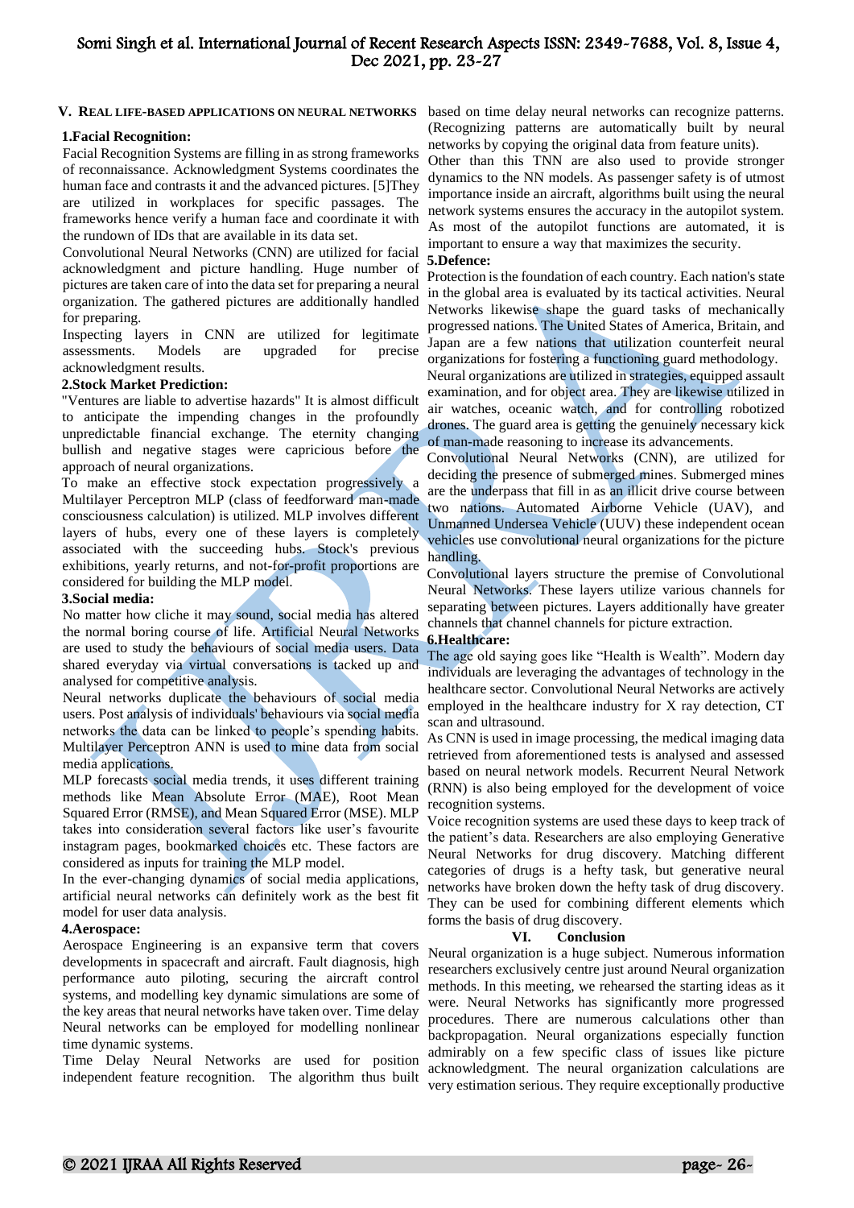## V. REAL LIFE-BASED APPLICATIONS ON NEURAL NETWORKS

**1.Facial Recognition:**

Facial Recognition Systems are filling in as strong frameworks of reconnaissance. Acknowledgment Systems coordinates the human face and contrasts it and the advanced pictures. [5]They are utilized in workplaces for specific passages. The frameworks hence verify a human face and coordinate it with the rundown of IDs that are available in its data set.

Convolutional Neural Networks (CNN) are utilized for facial acknowledgment and picture handling. Huge number of pictures are taken care of into the data set for preparing a neural organization. The gathered pictures are additionally handled for preparing.

Inspecting layers in CNN are utilized for legitimate assessments. Models are upgraded for precise acknowledgment results.

**2.Stock Market Prediction:**

"Ventures are liable to advertise hazards" It is almost difficult to anticipate the impending changes in the profoundly unpredictable financial exchange. The eternity changing bullish and negative stages were capricious before the approach of neural organizations.

To make an effective stock expectation progressively a Multilayer Perceptron MLP (class of feedforward man-made consciousness calculation) is utilized. MLP involves different layers of hubs, every one of these layers is completely associated with the succeeding hubs. Stock's previous exhibitions, yearly returns, and not-for-profit proportions are considered for building the MLP model.

**3.Social media:**

No matter how cliche it may sound, social media has altered the normal boring course of life. Artificial Neural Networks are used to study the behaviours of social media users. Data shared everyday via virtual conversations is tacked up and analysed for competitive analysis.

Neural networks duplicate the behaviours of social media users. Post analysis of individuals' behaviours via social media networks the data can be linked to people's spending habits. Multilayer Perceptron ANN is used to mine data from social media applications.

MLP forecasts social media trends, it uses different training methods like Mean Absolute Error (MAE), Root Mean Squared Error (RMSE), and Mean Squared Error (MSE). MLP takes into consideration several factors like user's favourite instagram pages, bookmarked choices etc. These factors are considered as inputs for training the MLP model.

In the ever-changing dynamics of social media applications, artificial neural networks can definitely work as the best fit model for user data analysis.

**4.Aerospace:**

Aerospace Engineering is an expansive term that covers developments in spacecraft and aircraft. Fault diagnosis, high performance auto piloting, securing the aircraft control systems, and modelling key dynamic simulations are some of the key areas that neural networks have taken over. Time delay Neural networks can be employed for modelling nonlinear time dynamic systems.

Time Delay Neural Networks are used for position independent feature recognition. The algorithm thus built based on time delay neural networks can recognize patterns. (Recognizing patterns are automatically built by neural networks by copying the original data from feature units).

Other than this TNN are also used to provide stronger dynamics to the NN models. As passenger safety is of utmost importance inside an aircraft, algorithms built using the neural network systems ensures the accuracy in the autopilot system. As most of the autopilot functions are automated, it is important to ensure a way that maximizes the security.

**5.Defence:**

Protection is the foundation of each country. Each nation's state in the global area is evaluated by its tactical activities. Neural Networks likewise shape the guard tasks of mechanically progressed nations. The United States of America, Britain, and Japan are a few nations that utilization counterfeit neural organizations for fostering a functioning guard methodology.

Neural organizations are utilized in strategies, equipped assault examination, and for object area. They are likewise utilized in air watches, oceanic watch, and for controlling robotized drones. The guard area is getting the genuinely necessary kick of man-made reasoning to increase its advancements.

Convolutional Neural Networks (CNN), are utilized for deciding the presence of submerged mines. Submerged mines are the underpass that fill in as an illicit drive course between two nations. Automated Airborne Vehicle (UAV), and Unmanned Undersea Vehicle (UUV) these independent ocean vehicles use convolutional neural organizations for the picture handling.

Convolutional layers structure the premise of Convolutional Neural Networks. These layers utilize various channels for separating between pictures. Layers additionally have greater channels that channel channels for picture extraction.

**6.Healthcare:**

The age old saying goes like "Health is Wealth". Modern day individuals are leveraging the advantages of technology in the healthcare sector. Convolutional Neural Networks are actively employed in the healthcare industry for X ray detection, CT scan and ultrasound.

As CNN is used in image processing, the medical imaging data retrieved from aforementioned tests is analysed and assessed based on neural network models. Recurrent Neural Network (RNN) is also being employed for the development of voice recognition systems.

Voice recognition systems are used these days to keep track of the patient's data. Researchers are also employing Generative Neural Networks for drug discovery. Matching different categories of drugs is a hefty task, but generative neural networks have broken down the hefty task of drug discovery. They can be used for combining different elements which forms the basis of drug discovery.

## VI. Conclusion

Neural organization is a huge subject. Numerous information researchers exclusively centre just around Neural organization methods. In this meeting, we rehearsed the starting ideas as it were. Neural Networks has significantly more progressed procedures. There are numerous calculations other than backpropagation. Neural organizations especially function admirably on a few specific class of issues like picture acknowledgment. The neural organization calculations are very estimation serious. They require exceptionally productive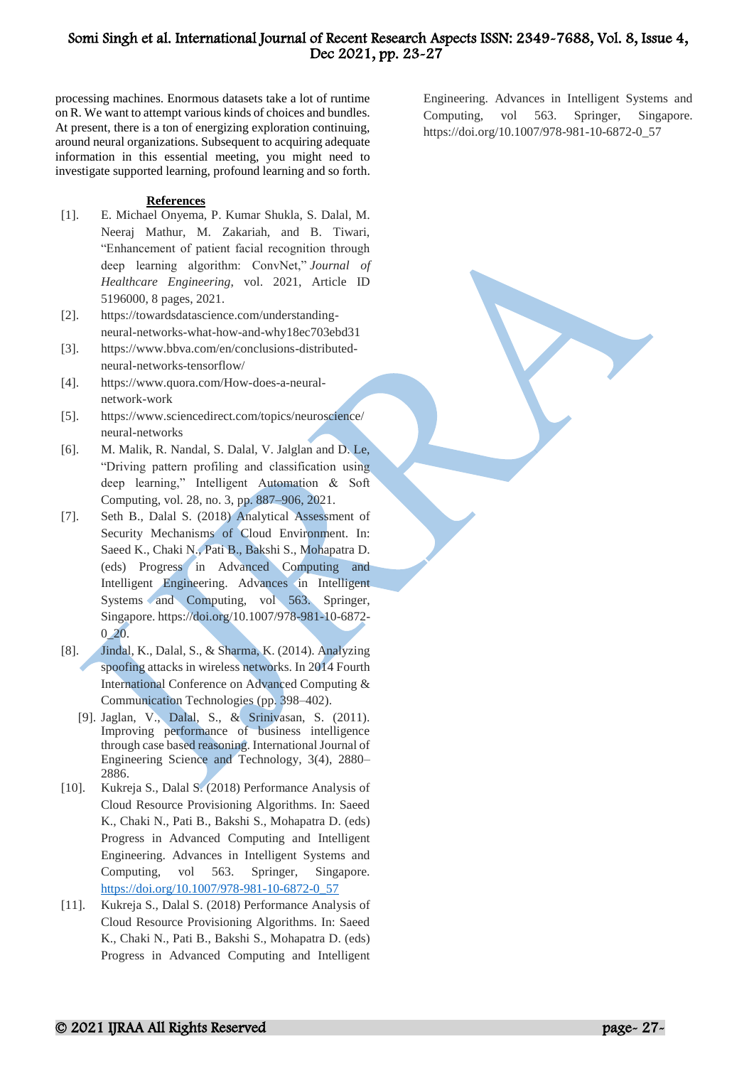processing machines. Enormous datasets take a lot of runtime on R. We want to attempt various kinds of choices and bundles. At present, there is a ton of energizing exploration continuing, around neural organizations. Subsequent to acquiring adequate information in this essential meeting, you might need to investigate supported learning, profound learning and so forth.

## References

[1]. E. Michael Onyema, P. Kumar Shukla, S. Dalal, M. Neeraj Mathur, M. Zakariah, and B. Tiwari, "Enhancement of patient facial recognition through deep learning algorithm: ConvNet," *Journal of Healthcare Engineering*, vol. 2021, Article ID 5196000, 8 pages, 2021.

[2]. https://towardsdatascience.com/understanding-neural-networks-what-how-and-why18ec703ebd31

[3]. https://www.bbva.com/en/conclusions-distributed-neural-networks-tensorflow/

[4]. https://www.quora.com/How-does-a-neural-network-work

[5]. https://www.sciencedirect.com/topics/neuroscience/neural-networks

[6]. M. Malik, R. Nandal, S. Dalal, V. Jalglan and D. Le, "Driving pattern profiling and classification using deep learning," Intelligent Automation & Soft Computing, vol. 28, no. 3, pp. 887–906, 2021.

[7]. Seth B., Dalal S. (2018) Analytical Assessment of Security Mechanisms of Cloud Environment. In: Saeed K., Chaki N., Pati B., Bakshi S., Mohapatra D. (eds) Progress in Advanced Computing and Intelligent Engineering. Advances in Intelligent Systems and Computing, vol 563. Springer, Singapore. https://doi.org/10.1007/978-981-10-6872-0_20.

[8]. Jindal, K., Dalal, S., & Sharma, K. (2014). Analyzing spoofing attacks in wireless networks. In 2014 Fourth International Conference on Advanced Computing & Communication Technologies (pp. 398–402).

[9]. Jaglan, V., Dalal, S., & Srinivasan, S. (2011). Improving performance of business intelligence through case based reasoning. International Journal of Engineering Science and Technology, 3(4), 2880–2886.

[10]. Kukreja S., Dalal S. (2018) Performance Analysis of Cloud Resource Provisioning Algorithms. In: Saeed K., Chaki N., Pati B., Bakshi S., Mohapatra D. (eds) Progress in Advanced Computing and Intelligent Engineering. Advances in Intelligent Systems and Computing, vol 563. Springer, Singapore. https://doi.org/10.1007/978-981-10-6872-0_57

[11]. Kukreja S., Dalal S. (2018) Performance Analysis of Cloud Resource Provisioning Algorithms. In: Saeed K., Chaki N., Pati B., Bakshi S., Mohapatra D. (eds) Progress in Advanced Computing and Intelligent Engineering. Advances in Intelligent Systems and Computing, vol 563. Springer, Singapore. https://doi.org/10.1007/978-981-10-6872-0_57